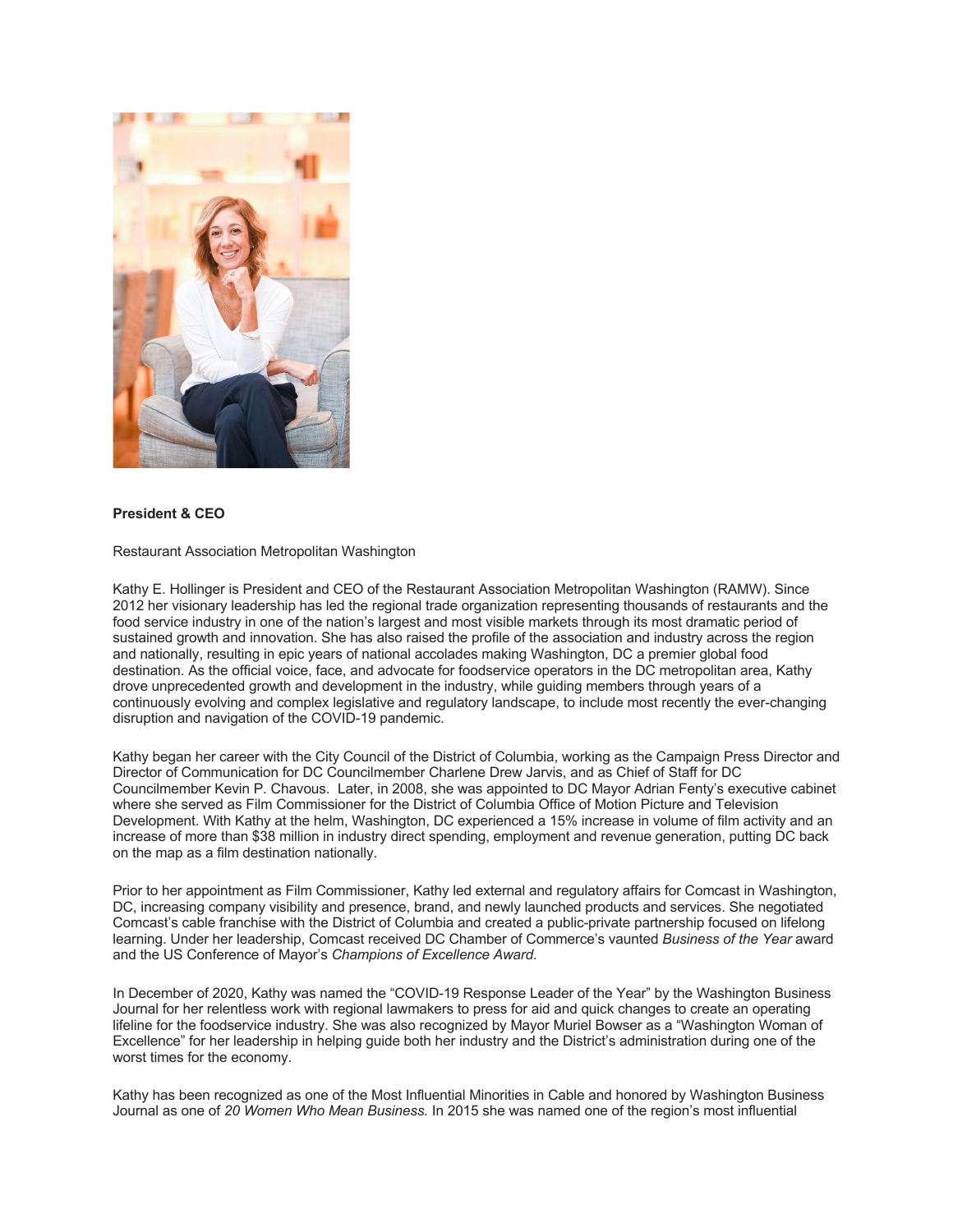**President & CEO**

Restaurant Association Metropolitan Washington

Kathy E. Hollinger is President and CEO of the Restaurant Association Metropolitan Washington (RAMW). Since 2012 her visionary leadership has led the regional trade organization representing thousands of restaurants and the food service industry in one of the nation's largest and most visible markets through its most dramatic period of sustained growth and innovation. She has also raised the profile of the association and industry across the region and nationally, resulting in epic years of national accolades making Washington, DC a premier global food destination. As the official voice, face, and advocate for foodservice operators in the DC metropolitan area, Kathy drove unprecedented growth and development in the industry, while guiding members through years of a continuously evolving and complex legislative and regulatory landscape, to include most recently the ever-changing disruption and navigation of the COVID-19 pandemic.

Kathy began her career with the City Council of the District of Columbia, working as the Campaign Press Director and Director of Communication for DC Councilmember Charlene Drew Jarvis, and as Chief of Staff for DC Councilmember Kevin P. Chavous. Later, in 2008, she was appointed to DC Mayor Adrian Fenty's executive cabinet where she served as Film Commissioner for the District of Columbia Office of Motion Picture and Television Development. With Kathy at the helm, Washington, DC experienced a 15% increase in volume of film activity and an increase of more than $38 million in industry direct spending, employment and revenue generation, putting DC back on the map as a film destination nationally.

Prior to her appointment as Film Commissioner, Kathy led external and regulatory affairs for Comcast in Washington, DC, increasing company visibility and presence, brand, and newly launched products and services. She negotiated Comcast's cable franchise with the District of Columbia and created a public-private partnership focused on lifelong learning. Under her leadership, Comcast received DC Chamber of Commerce's vaunted *Business of the Year* award and the US Conference of Mayor's *Champions of Excellence Award.*

In December of 2020, Kathy was named the "COVID-19 Response Leader of the Year" by the Washington Business Journal for her relentless work with regional lawmakers to press for aid and quick changes to create an operating lifeline for the foodservice industry. She was also recognized by Mayor Muriel Bowser as a "Washington Woman of Excellence" for her leadership in helping guide both her industry and the District's administration during one of the worst times for the economy.

Kathy has been recognized as one of the Most Influential Minorities in Cable and honored by Washington Business Journal as one of *20 Women Who Mean Business.* In 2015 she was named one of the region's most influential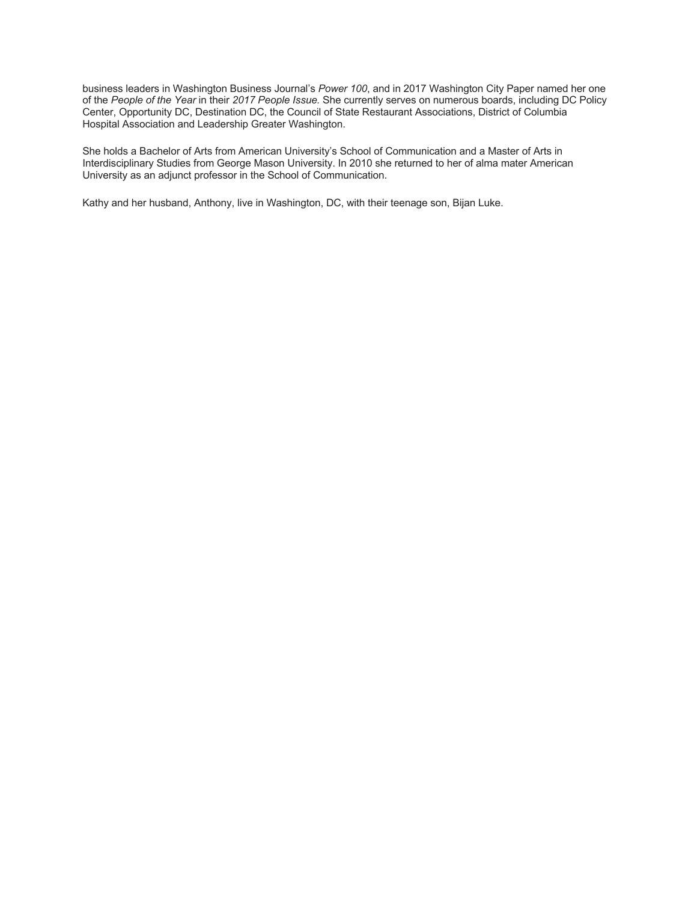business leaders in Washington Business Journal's *Power 100*, and in 2017 Washington City Paper named her one of the *People of the Year* in their *2017 People Issue.* She currently serves on numerous boards, including DC Policy Center, Opportunity DC, Destination DC, the Council of State Restaurant Associations, District of Columbia Hospital Association and Leadership Greater Washington.

She holds a Bachelor of Arts from American University's School of Communication and a Master of Arts in Interdisciplinary Studies from George Mason University. In 2010 she returned to her of alma mater American University as an adjunct professor in the School of Communication.

Kathy and her husband, Anthony, live in Washington, DC, with their teenage son, Bijan Luke.